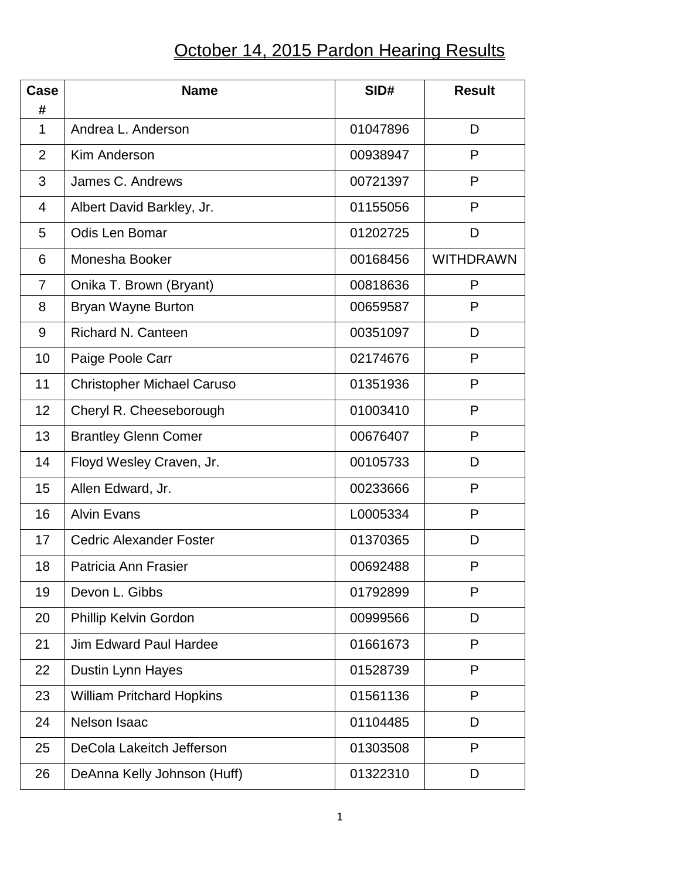# October 14, 2015 Pardon Hearing Results

| Case # | Name | SID# | Result |
|---|---|---|---|
| 1 | Andrea L. Anderson | 01047896 | D |
| 2 | Kim Anderson | 00938947 | P |
| 3 | James C. Andrews | 00721397 | P |
| 4 | Albert David Barkley, Jr. | 01155056 | P |
| 5 | Odis Len Bomar | 01202725 | D |
| 6 | Monesha Booker | 00168456 | WITHDRAWN |
| 7 | Onika T. Brown (Bryant) | 00818636 | P |
| 8 | Bryan Wayne Burton | 00659587 | P |
| 9 | Richard N. Canteen | 00351097 | D |
| 10 | Paige Poole Carr | 02174676 | P |
| 11 | Christopher Michael Caruso | 01351936 | P |
| 12 | Cheryl R. Cheeseborough | 01003410 | P |
| 13 | Brantley Glenn Comer | 00676407 | P |
| 14 | Floyd Wesley Craven, Jr. | 00105733 | D |
| 15 | Allen Edward, Jr. | 00233666 | P |
| 16 | Alvin Evans | L0005334 | P |
| 17 | Cedric Alexander Foster | 01370365 | D |
| 18 | Patricia Ann Frasier | 00692488 | P |
| 19 | Devon L. Gibbs | 01792899 | P |
| 20 | Phillip Kelvin Gordon | 00999566 | D |
| 21 | Jim Edward Paul Hardee | 01661673 | P |
| 22 | Dustin Lynn Hayes | 01528739 | P |
| 23 | William Pritchard Hopkins | 01561136 | P |
| 24 | Nelson Isaac | 01104485 | D |
| 25 | DeCola Lakeitch Jefferson | 01303508 | P |
| 26 | DeAnna Kelly Johnson (Huff) | 01322310 | D |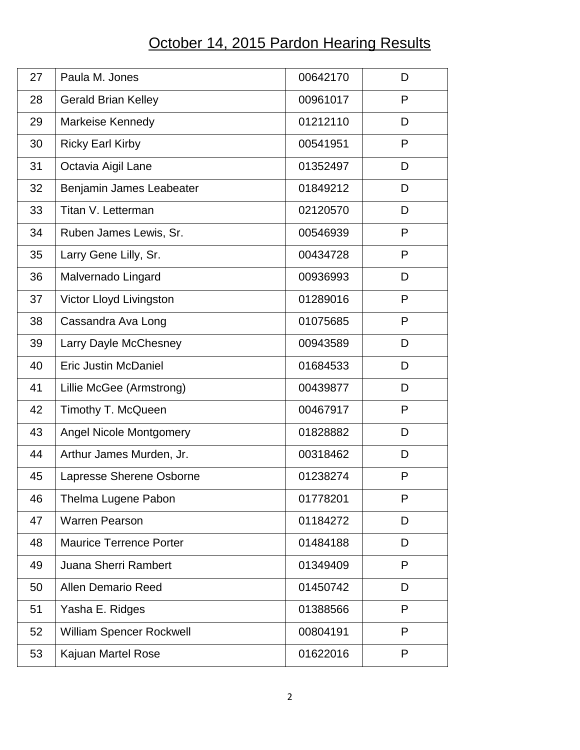# October 14, 2015 Pardon Hearing Results

| 27 | Paula M. Jones | 00642170 | D |
|---|---|---|---|
| 28 | Gerald Brian Kelley | 00961017 | P |
| 29 | Markeise Kennedy | 01212110 | D |
| 30 | Ricky Earl Kirby | 00541951 | P |
| 31 | Octavia Aigil Lane | 01352497 | D |
| 32 | Benjamin James Leabeater | 01849212 | D |
| 33 | Titan V. Letterman | 02120570 | D |
| 34 | Ruben James Lewis, Sr. | 00546939 | P |
| 35 | Larry Gene Lilly, Sr. | 00434728 | P |
| 36 | Malvernado Lingard | 00936993 | D |
| 37 | Victor Lloyd Livingston | 01289016 | P |
| 38 | Cassandra Ava Long | 01075685 | P |
| 39 | Larry Dayle McChesney | 00943589 | D |
| 40 | Eric Justin McDaniel | 01684533 | D |
| 41 | Lillie McGee (Armstrong) | 00439877 | D |
| 42 | Timothy T. McQueen | 00467917 | P |
| 43 | Angel Nicole Montgomery | 01828882 | D |
| 44 | Arthur James Murden, Jr. | 00318462 | D |
| 45 | Lapresse Sherene Osborne | 01238274 | P |
| 46 | Thelma Lugene Pabon | 01778201 | P |
| 47 | Warren Pearson | 01184272 | D |
| 48 | Maurice Terrence Porter | 01484188 | D |
| 49 | Juana Sherri Rambert | 01349409 | P |
| 50 | Allen Demario Reed | 01450742 | D |
| 51 | Yasha E. Ridges | 01388566 | P |
| 52 | William Spencer Rockwell | 00804191 | P |
| 53 | Kajuan Martel Rose | 01622016 | P |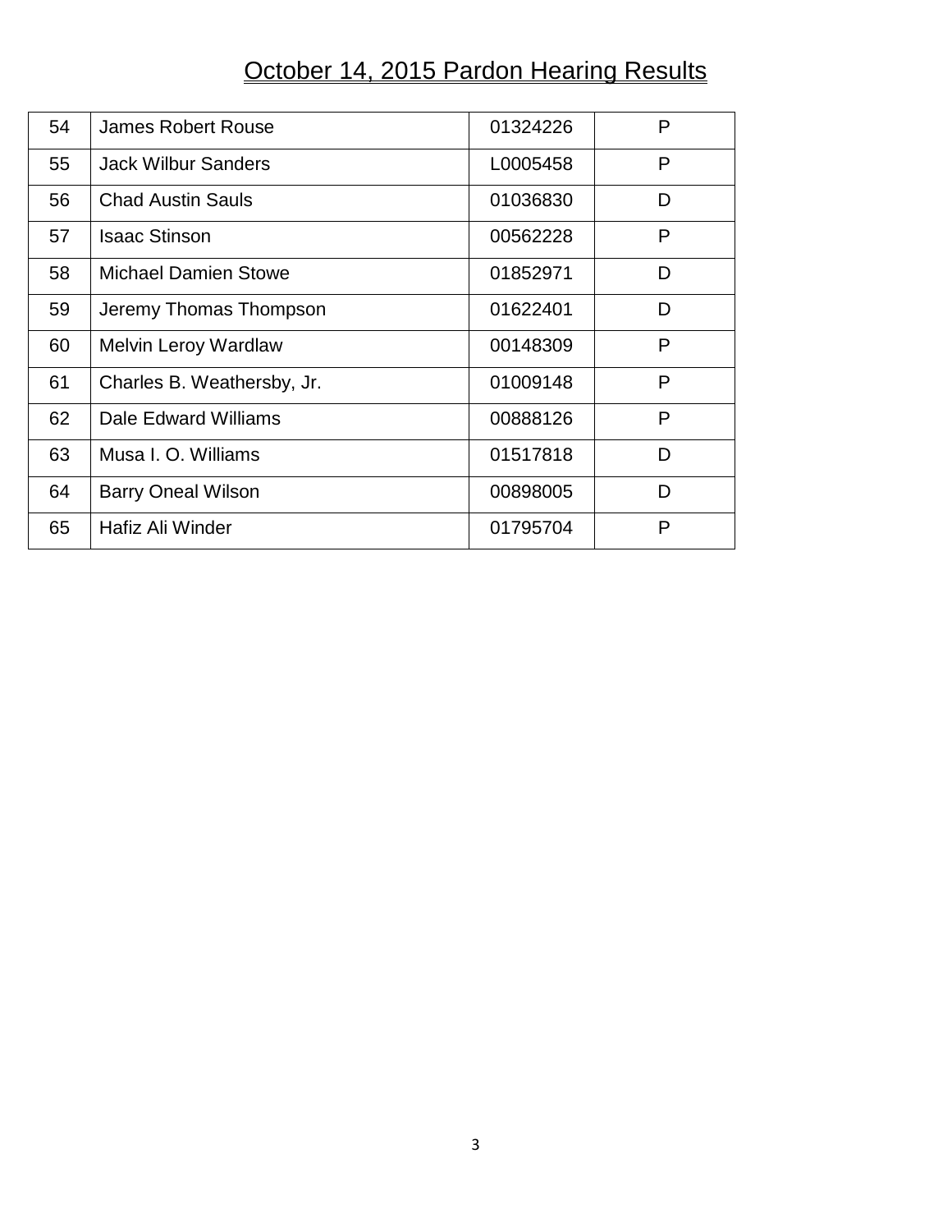# October 14, 2015 Pardon Hearing Results

| | | | |
|---|---|---|---|
| 54 | James Robert Rouse | 01324226 | P |
| 55 | Jack Wilbur Sanders | L0005458 | P |
| 56 | Chad Austin Sauls | 01036830 | D |
| 57 | Isaac Stinson | 00562228 | P |
| 58 | Michael Damien Stowe | 01852971 | D |
| 59 | Jeremy Thomas Thompson | 01622401 | D |
| 60 | Melvin Leroy Wardlaw | 00148309 | P |
| 61 | Charles B. Weathersby, Jr. | 01009148 | P |
| 62 | Dale Edward Williams | 00888126 | P |
| 63 | Musa I. O. Williams | 01517818 | D |
| 64 | Barry Oneal Wilson | 00898005 | D |
| 65 | Hafiz Ali Winder | 01795704 | P |